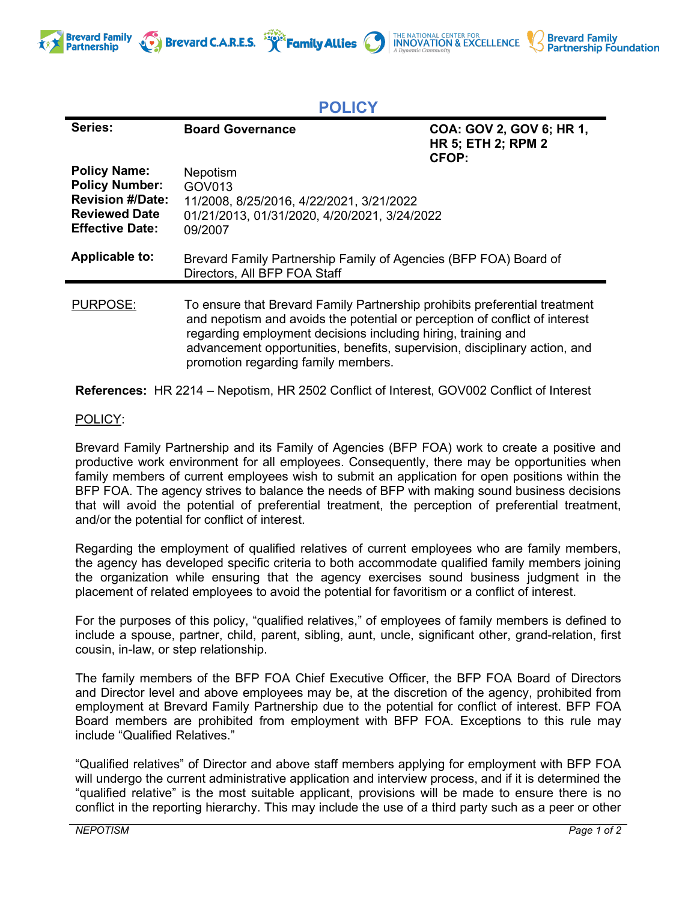# POLICY

| | | |
|---|---|---|
| **Series:** | **Board Governance** | **COA: GOV 2, GOV 6; HR 1, HR 5; ETH 2; RPM 2** **CFOP:** |
| **Policy Name:** | Nepotism | |
| **Policy Number:** | GOV013 | |
| **Revision #/Date:** | 11/2008, 8/25/2016, 4/22/2021, 3/21/2022 | |
| **Reviewed Date** | 01/21/2013, 01/31/2020, 4/20/2021, 3/24/2022 | |
| **Effective Date:** | 09/2007 | |
| **Applicable to:** | Brevard Family Partnership Family of Agencies (BFP FOA) Board of Directors, All BFP FOA Staff | |

PURPOSE: To ensure that Brevard Family Partnership prohibits preferential treatment and nepotism and avoids the potential or perception of conflict of interest regarding employment decisions including hiring, training and advancement opportunities, benefits, supervision, disciplinary action, and promotion regarding family members.

**References:** HR 2214 – Nepotism, HR 2502 Conflict of Interest, GOV002 Conflict of Interest

POLICY:

Brevard Family Partnership and its Family of Agencies (BFP FOA) work to create a positive and productive work environment for all employees. Consequently, there may be opportunities when family members of current employees wish to submit an application for open positions within the BFP FOA. The agency strives to balance the needs of BFP with making sound business decisions that will avoid the potential of preferential treatment, the perception of preferential treatment, and/or the potential for conflict of interest.

Regarding the employment of qualified relatives of current employees who are family members, the agency has developed specific criteria to both accommodate qualified family members joining the organization while ensuring that the agency exercises sound business judgment in the placement of related employees to avoid the potential for favoritism or a conflict of interest.

For the purposes of this policy, "qualified relatives," of employees of family members is defined to include a spouse, partner, child, parent, sibling, aunt, uncle, significant other, grand-relation, first cousin, in-law, or step relationship.

The family members of the BFP FOA Chief Executive Officer, the BFP FOA Board of Directors and Director level and above employees may be, at the discretion of the agency, prohibited from employment at Brevard Family Partnership due to the potential for conflict of interest. BFP FOA Board members are prohibited from employment with BFP FOA. Exceptions to this rule may include "Qualified Relatives."

"Qualified relatives" of Director and above staff members applying for employment with BFP FOA will undergo the current administrative application and interview process, and if it is determined the "qualified relative" is the most suitable applicant, provisions will be made to ensure there is no conflict in the reporting hierarchy. This may include the use of a third party such as a peer or other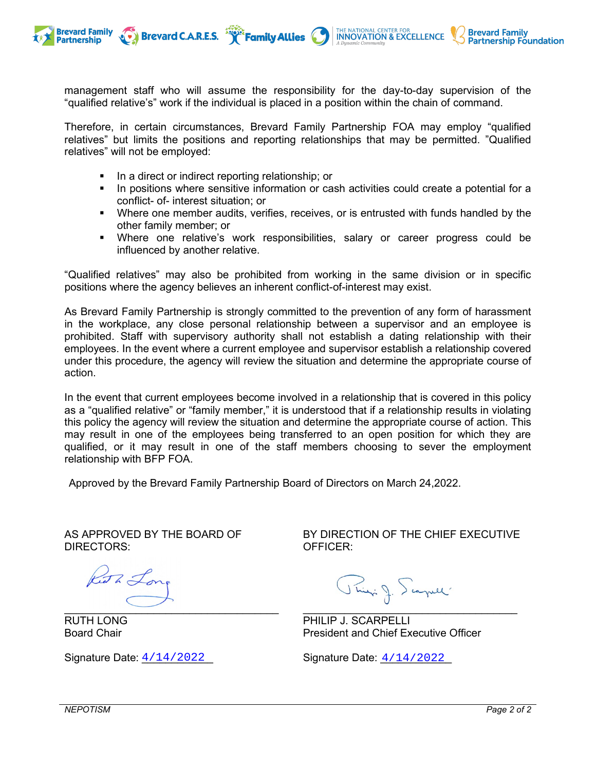management staff who will assume the responsibility for the day-to-day supervision of the "qualified relative's" work if the individual is placed in a position within the chain of command.

Therefore, in certain circumstances, Brevard Family Partnership FOA may employ "qualified relatives" but limits the positions and reporting relationships that may be permitted. "Qualified relatives" will not be employed:

- In a direct or indirect reporting relationship; or
- In positions where sensitive information or cash activities could create a potential for a conflict- of- interest situation; or
- Where one member audits, verifies, receives, or is entrusted with funds handled by the other family member; or
- Where one relative's work responsibilities, salary or career progress could be influenced by another relative.

"Qualified relatives" may also be prohibited from working in the same division or in specific positions where the agency believes an inherent conflict-of-interest may exist.

As Brevard Family Partnership is strongly committed to the prevention of any form of harassment in the workplace, any close personal relationship between a supervisor and an employee is prohibited. Staff with supervisory authority shall not establish a dating relationship with their employees. In the event where a current employee and supervisor establish a relationship covered under this procedure, the agency will review the situation and determine the appropriate course of action.

In the event that current employees become involved in a relationship that is covered in this policy as a "qualified relative" or "family member," it is understood that if a relationship results in violating this policy the agency will review the situation and determine the appropriate course of action. This may result in one of the employees being transferred to an open position for which they are qualified, or it may result in one of the staff members choosing to sever the employment relationship with BFP FOA.

Approved by the Brevard Family Partnership Board of Directors on March 24,2022.

AS APPROVED BY THE BOARD OF DIRECTORS:

RUTH LONG
Board Chair

Signature Date: 4/14/2022

BY DIRECTION OF THE CHIEF EXECUTIVE OFFICER:

PHILIP J. SCARPELLI
President and Chief Executive Officer

Signature Date: 4/14/2022